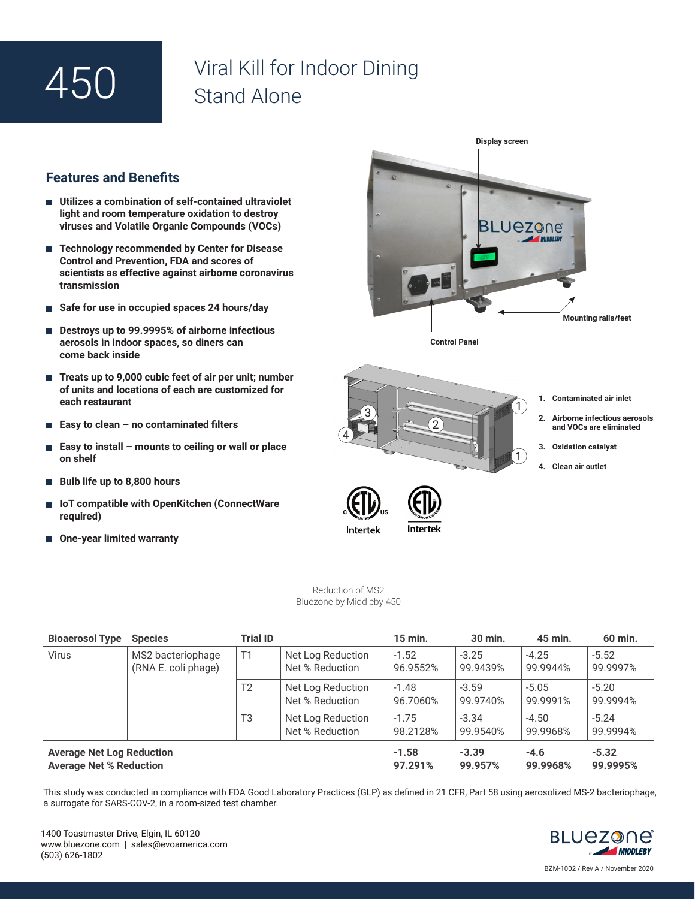# 450

# Viral Kill for Indoor Dining Stand Alone

## Features and Benefits

- **Utilizes a combination of self-contained ultraviolet light and room temperature oxidation to destroy viruses and Volatile Organic Compounds (VOCs)**
- **Technology recommended by Center for Disease Control and Prevention, FDA and scores of scientists as effective against airborne coronavirus transmission**
- **Safe for use in occupied spaces 24 hours/day**
- **Destroys up to 99.9995% of airborne infectious aerosols in indoor spaces, so diners can come back inside**
- **Treats up to 9,000 cubic feet of air per unit; number of units and locations of each are customized for each restaurant**
- **Easy to clean – no contaminated filters**
- **Easy to install – mounts to ceiling or wall or place on shelf**
- **Bulb life up to 8,800 hours**
- **IoT compatible with OpenKitchen (ConnectWare required)**
- **One-year limited warranty**

**Display screen**

**Mounting rails/feet**

**Control Panel**

1. **Contaminated air inlet**
2. **Airborne infectious aerosols and VOCs are eliminated**
3. **Oxidation catalyst**
4. **Clean air outlet**

Intertek Intertek

Reduction of MS2
Bluezone by Middleby 450

| Bioaerosol Type | Species | Trial ID | | 15 min. | 30 min. | 45 min. | 60 min. |
|---|---|---|---|---|---|---|---|
| Virus | MS2 bacteriophage (RNA E. coli phage) | T1 | Net Log Reduction<br>Net % Reduction | -1.52<br>96.9552% | -3.25<br>99.9439% | -4.25<br>99.9944% | -5.52<br>99.9997% |
| | | T2 | Net Log Reduction<br>Net % Reduction | -1.48<br>96.7060% | -3.59<br>99.9740% | -5.05<br>99.9991% | -5.20<br>99.9994% |
| | | T3 | Net Log Reduction<br>Net % Reduction | -1.75<br>98.2128% | -3.34<br>99.9540% | -4.50<br>99.9968% | -5.24<br>99.9994% |
| **Average Net Log Reduction**<br>**Average Net % Reduction** | | | | **-1.58**<br>**97.291%** | **-3.39**<br>**99.957%** | **-4.6**<br>**99.9968%** | **-5.32**<br>**99.9995%** |

This study was conducted in compliance with FDA Good Laboratory Practices (GLP) as defined in 21 CFR, Part 58 using aerosolized MS-2 bacteriophage, a surrogate for SARS-COV-2, in a room-sized test chamber.

1400 Toastmaster Drive, Elgin, IL 60120
www.bluezone.com | sales@evoamerica.com
(503) 626-1802

BZM-1002 / Rev A / November 2020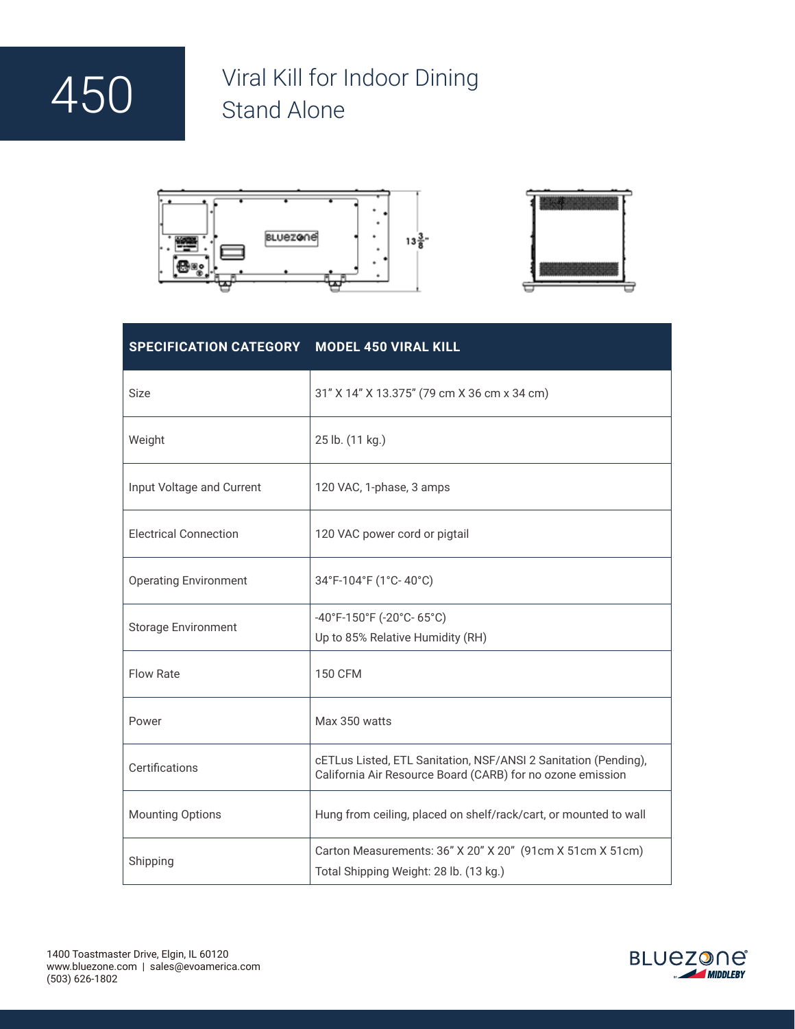# 450

## Viral Kill for Indoor Dining Stand Alone

| SPECIFICATION CATEGORY | MODEL 450 VIRAL KILL |
|---|---|
| Size | 31" X 14" X 13.375" (79 cm X 36 cm x 34 cm) |
| Weight | 25 lb. (11 kg.) |
| Input Voltage and Current | 120 VAC, 1-phase, 3 amps |
| Electrical Connection | 120 VAC power cord or pigtail |
| Operating Environment | 34°F-104°F (1°C- 40°C) |
| Storage Environment | -40°F-150°F (-20°C- 65°C)<br>Up to 85% Relative Humidity (RH) |
| Flow Rate | 150 CFM |
| Power | Max 350 watts |
| Certifications | cETLus Listed, ETL Sanitation, NSF/ANSI 2 Sanitation (Pending), California Air Resource Board (CARB) for no ozone emission |
| Mounting Options | Hung from ceiling, placed on shelf/rack/cart, or mounted to wall |
| Shipping | Carton Measurements: 36" X 20" X 20" (91cm X 51cm X 51cm)<br>Total Shipping Weight: 28 lb. (13 kg.) |

1400 Toastmaster Drive, Elgin, IL 60120
www.bluezone.com | sales@evoamerica.com
(503) 626-1802